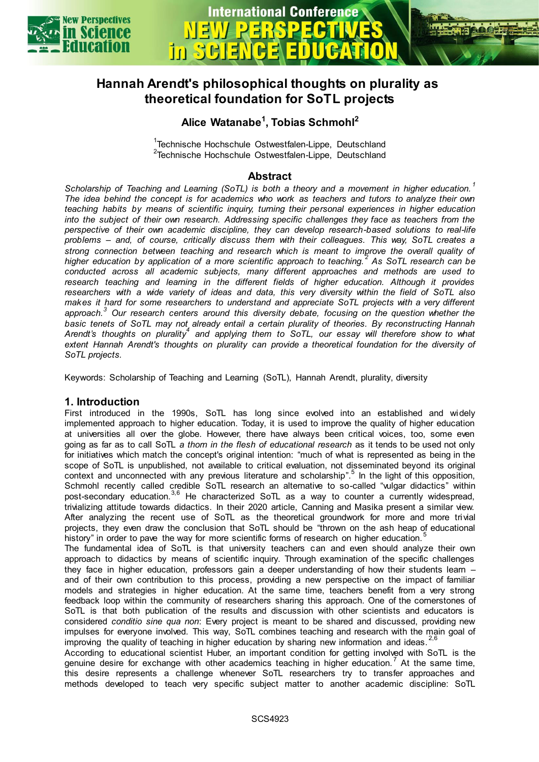# Hannah Arendt's philosophical thoughts on plurality as theoretical foundation for SoTL projects

**Alice Watanabe[1], Tobias Schmohl[2]**

[1]Technische Hochschule Ostwestfalen-Lippe, Deutschland
[2]Technische Hochschule Ostwestfalen-Lippe, Deutschland

## Abstract

*Scholarship of Teaching and Learning (SoTL) is both a theory and a movement in higher education.[1] The idea behind the concept is for academics who work as teachers and tutors to analyze their own teaching habits by means of scientific inquiry, turning their personal experiences in higher education into the subject of their own research. Addressing specific challenges they face as teachers from the perspective of their own academic discipline, they can develop research-based solutions to real-life problems – and, of course, critically discuss them with their colleagues. This way, SoTL creates a strong connection between teaching and research which is meant to improve the overall quality of higher education by application of a more scientific approach to teaching.[2] As SoTL research can be conducted across all academic subjects, many different approaches and methods are used to research teaching and learning in the different fields of higher education. Although it provides researchers with a wide variety of ideas and data, this very diversity within the field of SoTL also makes it hard for some researchers to understand and appreciate SoTL projects with a very different approach.[3] Our research centers around this diversity debate, focusing on the question whether the basic tenets of SoTL may not already entail a certain plurality of theories. By reconstructing Hannah Arendt's thoughts on plurality[4] and applying them to SoTL, our essay will therefore show to what extent Hannah Arendt's thoughts on plurality can provide a theoretical foundation for the diversity of SoTL projects.*

Keywords: Scholarship of Teaching and Learning (SoTL), Hannah Arendt, plurality, diversity

## 1. Introduction

First introduced in the 1990s, SoTL has long since evolved into an established and widely implemented approach to higher education. Today, it is used to improve the quality of higher education at universities all over the globe. However, there have always been critical voices, too, some even going as far as to call SoTL *a thorn in the flesh of educational research* as it tends to be used not only for initiatives which match the concept's original intention: "much of what is represented as being in the scope of SoTL is unpublished, not available to critical evaluation, not disseminated beyond its original context and unconnected with any previous literature and scholarship".[5] In the light of this opposition, Schmohl recently called credible SoTL research an alternative to so-called "vulgar didactics" within post-secondary education.[3,6] He characterized SoTL as a way to counter a currently widespread, trivializing attitude towards didactics. In their 2020 article, Canning and Masika present a similar view. After analyzing the recent use of SoTL as the theoretical groundwork for more and more trivial projects, they even draw the conclusion that SoTL should be "thrown on the ash heap of educational history" in order to pave the way for more scientific forms of research on higher education.[5]

The fundamental idea of SoTL is that university teachers can and even should analyze their own approach to didactics by means of scientific inquiry. Through examination of the specific challenges they face in higher education, professors gain a deeper understanding of how their students learn – and of their own contribution to this process, providing a new perspective on the impact of familiar models and strategies in higher education. At the same time, teachers benefit from a very strong feedback loop within the community of researchers sharing this approach. One of the cornerstones of SoTL is that both publication of the results and discussion with other scientists and educators is considered *conditio sine qua non*: Every project is meant to be shared and discussed, providing new impulses for everyone involved. This way, SoTL combines teaching and research with the main goal of improving the quality of teaching in higher education by sharing new information and ideas.[2,6]

According to educational scientist Huber, an important condition for getting involved with SoTL is the genuine desire for exchange with other academics teaching in higher education.[7] At the same time, this desire represents a challenge whenever SoTL researchers try to transfer approaches and methods developed to teach very specific subject matter to another academic discipline: SoTL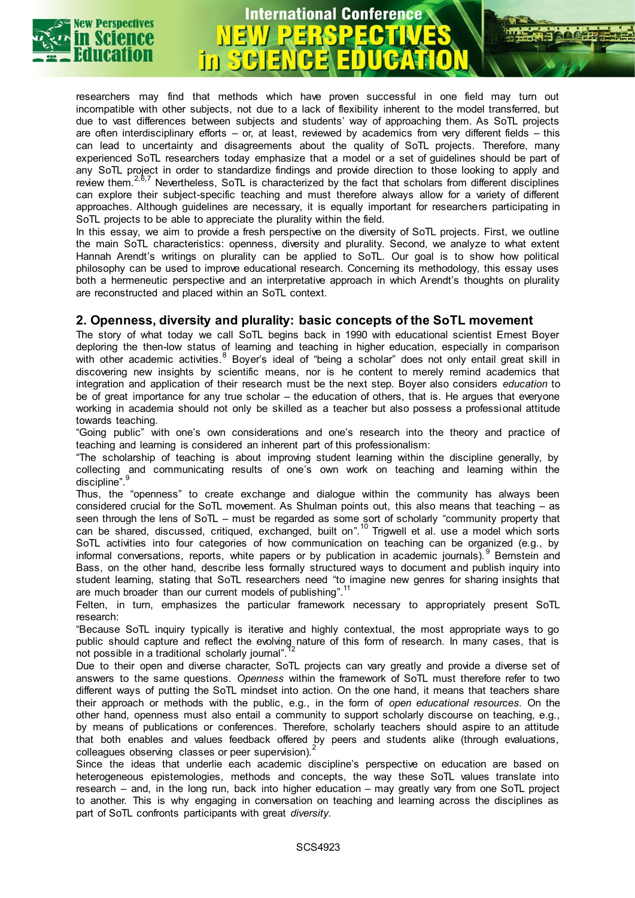researchers may find that methods which have proven successful in one field may turn out incompatible with other subjects, not due to a lack of flexibility inherent to the model transferred, but due to vast differences between subjects and students' way of approaching them. As SoTL projects are often interdisciplinary efforts – or, at least, reviewed by academics from very different fields – this can lead to uncertainty and disagreements about the quality of SoTL projects. Therefore, many experienced SoTL researchers today emphasize that a model or a set of guidelines should be part of any SoTL project in order to standardize findings and provide direction to those looking to apply and review them.[2,6,7] Nevertheless, SoTL is characterized by the fact that scholars from different disciplines can explore their subject-specific teaching and must therefore always allow for a variety of different approaches. Although guidelines are necessary, it is equally important for researchers participating in SoTL projects to be able to appreciate the plurality within the field.

In this essay, we aim to provide a fresh perspective on the diversity of SoTL projects. First, we outline the main SoTL characteristics: openness, diversity and plurality. Second, we analyze to what extent Hannah Arendt's writings on plurality can be applied to SoTL. Our goal is to show how political philosophy can be used to improve educational research. Concerning its methodology, this essay uses both a hermeneutic perspective and an interpretative approach in which Arendt's thoughts on plurality are reconstructed and placed within an SoTL context.

## 2. Openness, diversity and plurality: basic concepts of the SoTL movement

The story of what today we call SoTL begins back in 1990 with educational scientist Ernest Boyer deploring the then-low status of learning and teaching in higher education, especially in comparison with other academic activities.[8] Boyer's ideal of "being a scholar" does not only entail great skill in discovering new insights by scientific means, nor is he content to merely remind academics that integration and application of their research must be the next step. Boyer also considers *education* to be of great importance for any true scholar – the education of others, that is. He argues that everyone working in academia should not only be skilled as a teacher but also possess a professional attitude towards teaching.

"Going public" with one's own considerations and one's research into the theory and practice of teaching and learning is considered an inherent part of this professionalism:

"The scholarship of teaching is about improving student learning within the discipline generally, by collecting and communicating results of one's own work on teaching and learning within the discipline".[9]

Thus, the "openness" to create exchange and dialogue within the community has always been considered crucial for the SoTL movement. As Shulman points out, this also means that teaching – as seen through the lens of SoTL – must be regarded as some sort of scholarly "community property that can be shared, discussed, critiqued, exchanged, built on".[10] Trigwell et al. use a model which sorts SoTL activities into four categories of how communication on teaching can be organized (e.g., by informal conversations, reports, white papers or by publication in academic journals).[9] Bernstein and Bass, on the other hand, describe less formally structured ways to document and publish inquiry into student learning, stating that SoTL researchers need "to imagine new genres for sharing insights that are much broader than our current models of publishing".[11]

Felten, in turn, emphasizes the particular framework necessary to appropriately present SoTL research:

"Because SoTL inquiry typically is iterative and highly contextual, the most appropriate ways to go public should capture and reflect the evolving nature of this form of research. In many cases, that is not possible in a traditional scholarly journal".[12]

Due to their open and diverse character, SoTL projects can vary greatly and provide a diverse set of answers to the same questions. *Openness* within the framework of SoTL must therefore refer to two different ways of putting the SoTL mindset into action. On the one hand, it means that teachers share their approach or methods with the public, e.g., in the form of *open educational resources.* On the other hand, openness must also entail a community to support scholarly discourse on teaching, e.g., by means of publications or conferences. Therefore, scholarly teachers should aspire to an attitude that both enables and values feedback offered by peers and students alike (through evaluations, colleagues observing classes or peer supervision).[2]

Since the ideas that underlie each academic discipline's perspective on education are based on heterogeneous epistemologies, methods and concepts, the way these SoTL values translate into research – and, in the long run, back into higher education – may greatly vary from one SoTL project to another. This is why engaging in conversation on teaching and learning across the disciplines as part of SoTL confronts participants with great *diversity*.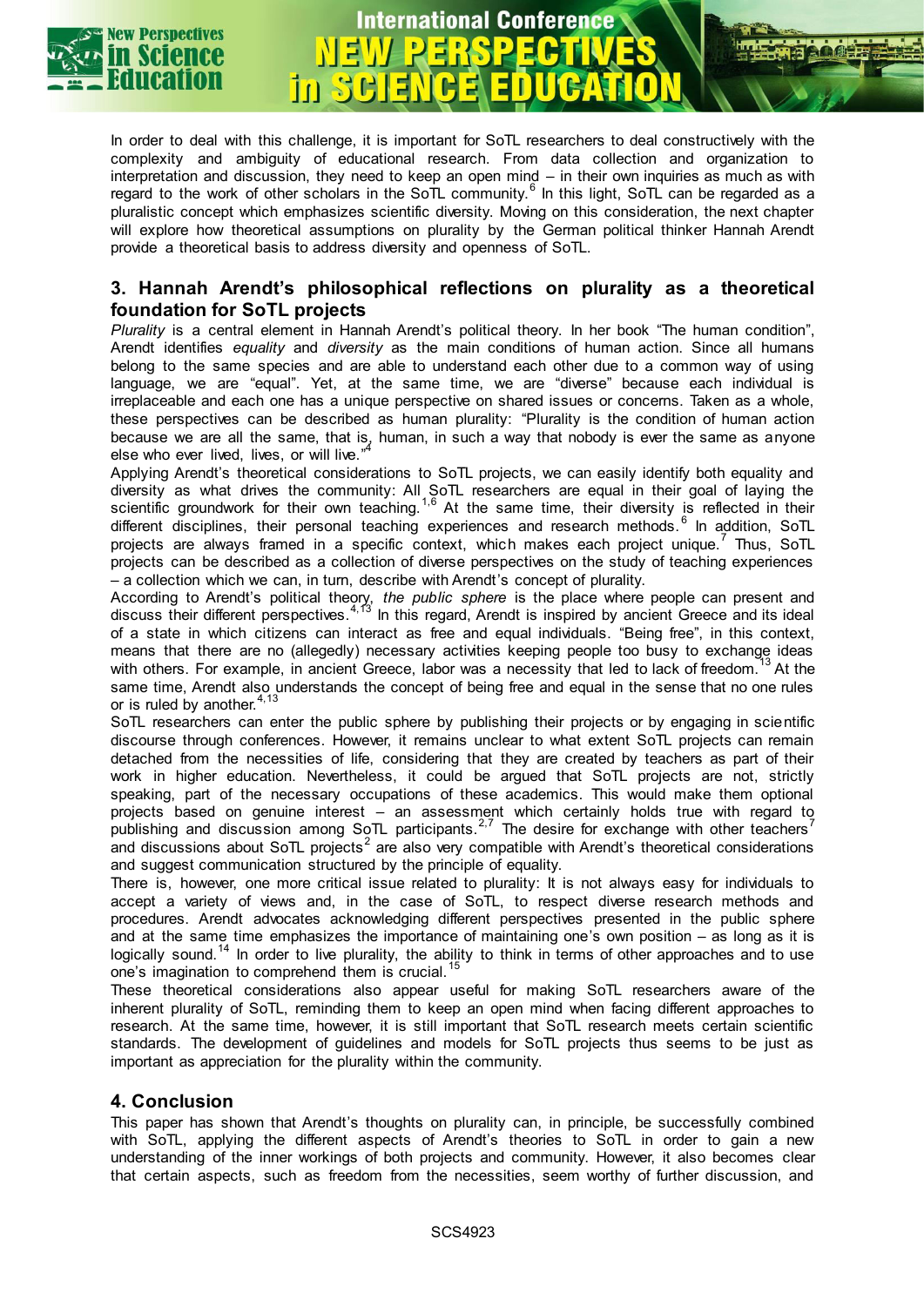In order to deal with this challenge, it is important for SoTL researchers to deal constructively with the complexity and ambiguity of educational research. From data collection and organization to interpretation and discussion, they need to keep an open mind – in their own inquiries as much as with regard to the work of other scholars in the SoTL community.[6] In this light, SoTL can be regarded as a pluralistic concept which emphasizes scientific diversity. Moving on this consideration, the next chapter will explore how theoretical assumptions on plurality by the German political thinker Hannah Arendt provide a theoretical basis to address diversity and openness of SoTL.

## 3. Hannah Arendt's philosophical reflections on plurality as a theoretical foundation for SoTL projects

*Plurality* is a central element in Hannah Arendt's political theory. In her book "The human condition", Arendt identifies *equality* and *diversity* as the main conditions of human action. Since all humans belong to the same species and are able to understand each other due to a common way of using language, we are "equal". Yet, at the same time, we are "diverse" because each individual is irreplaceable and each one has a unique perspective on shared issues or concerns. Taken as a whole, these perspectives can be described as human plurality: "Plurality is the condition of human action because we are all the same, that is, human, in such a way that nobody is ever the same as anyone else who ever lived, lives, or will live."[4]

Applying Arendt's theoretical considerations to SoTL projects, we can easily identify both equality and diversity as what drives the community: All SoTL researchers are equal in their goal of laying the scientific groundwork for their own teaching.[1,6] At the same time, their diversity is reflected in their different disciplines, their personal teaching experiences and research methods.[6] In addition, SoTL projects are always framed in a specific context, which makes each project unique.[7] Thus, SoTL projects can be described as a collection of diverse perspectives on the study of teaching experiences – a collection which we can, in turn, describe with Arendt's concept of plurality.

According to Arendt's political theory, *the public sphere* is the place where people can present and discuss their different perspectives.[4,13] In this regard, Arendt is inspired by ancient Greece and its ideal of a state in which citizens can interact as free and equal individuals. "Being free", in this context, means that there are no (allegedly) necessary activities keeping people too busy to exchange ideas with others. For example, in ancient Greece, labor was a necessity that led to lack of freedom.[13] At the same time, Arendt also understands the concept of being free and equal in the sense that no one rules or is ruled by another.[4,13]

SoTL researchers can enter the public sphere by publishing their projects or by engaging in scientific discourse through conferences. However, it remains unclear to what extent SoTL projects can remain detached from the necessities of life, considering that they are created by teachers as part of their work in higher education. Nevertheless, it could be argued that SoTL projects are not, strictly speaking, part of the necessary occupations of these academics. This would make them optional projects based on genuine interest – an assessment which certainly holds true with regard to publishing and discussion among SoTL participants.[2,7] The desire for exchange with other teachers[7] and discussions about SoTL projects[2] are also very compatible with Arendt's theoretical considerations and suggest communication structured by the principle of equality.

There is, however, one more critical issue related to plurality: It is not always easy for individuals to accept a variety of views and, in the case of SoTL, to respect diverse research methods and procedures. Arendt advocates acknowledging different perspectives presented in the public sphere and at the same time emphasizes the importance of maintaining one's own position – as long as it is logically sound.[14] In order to live plurality, the ability to think in terms of other approaches and to use one's imagination to comprehend them is crucial.[15]

These theoretical considerations also appear useful for making SoTL researchers aware of the inherent plurality of SoTL, reminding them to keep an open mind when facing different approaches to research. At the same time, however, it is still important that SoTL research meets certain scientific standards. The development of guidelines and models for SoTL projects thus seems to be just as important as appreciation for the plurality within the community.

## 4. Conclusion

This paper has shown that Arendt's thoughts on plurality can, in principle, be successfully combined with SoTL, applying the different aspects of Arendt's theories to SoTL in order to gain a new understanding of the inner workings of both projects and community. However, it also becomes clear that certain aspects, such as freedom from the necessities, seem worthy of further discussion, and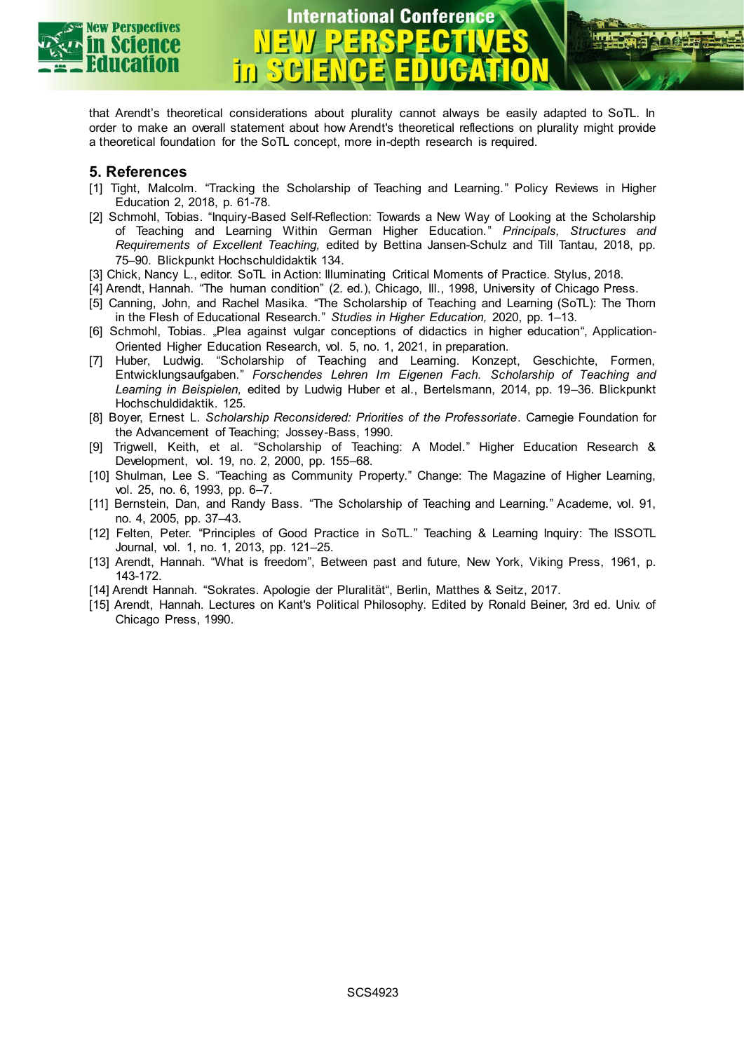that Arendt's theoretical considerations about plurality cannot always be easily adapted to SoTL. In order to make an overall statement about how Arendt's theoretical reflections on plurality might provide a theoretical foundation for the SoTL concept, more in-depth research is required.

## 5. References

[1] Tight, Malcolm. "Tracking the Scholarship of Teaching and Learning." Policy Reviews in Higher Education 2, 2018, p. 61-78.

[2] Schmohl, Tobias. "Inquiry-Based Self-Reflection: Towards a New Way of Looking at the Scholarship of Teaching and Learning Within German Higher Education." *Principals, Structures and Requirements of Excellent Teaching,* edited by Bettina Jansen-Schulz and Till Tantau, 2018, pp. 75–90. Blickpunkt Hochschuldidaktik 134.

[3] Chick, Nancy L., editor. SoTL in Action: Illuminating Critical Moments of Practice. Stylus, 2018.

[4] Arendt, Hannah. "The human condition" (2. ed.), Chicago, Ill., 1998, University of Chicago Press.

[5] Canning, John, and Rachel Masika. "The Scholarship of Teaching and Learning (SoTL): The Thorn in the Flesh of Educational Research." *Studies in Higher Education,* 2020, pp. 1–13.

[6] Schmohl, Tobias. „Plea against vulgar conceptions of didactics in higher education", Application-Oriented Higher Education Research, vol. 5, no. 1, 2021, in preparation.

[7] Huber, Ludwig. "Scholarship of Teaching and Learning. Konzept, Geschichte, Formen, Entwicklungsaufgaben." *Forschendes Lehren Im Eigenen Fach. Scholarship of Teaching and Learning in Beispielen,* edited by Ludwig Huber et al., Bertelsmann, 2014, pp. 19–36. Blickpunkt Hochschuldidaktik. 125.

[8] Boyer, Ernest L. *Scholarship Reconsidered: Priorities of the Professoriate*. Carnegie Foundation for the Advancement of Teaching; Jossey-Bass, 1990.

[9] Trigwell, Keith, et al. "Scholarship of Teaching: A Model." Higher Education Research & Development, vol. 19, no. 2, 2000, pp. 155–68.

[10] Shulman, Lee S. "Teaching as Community Property." Change: The Magazine of Higher Learning, vol. 25, no. 6, 1993, pp. 6–7.

[11] Bernstein, Dan, and Randy Bass. "The Scholarship of Teaching and Learning." Academe, vol. 91, no. 4, 2005, pp. 37–43.

[12] Felten, Peter. "Principles of Good Practice in SoTL." Teaching & Learning Inquiry: The ISSOTL Journal, vol. 1, no. 1, 2013, pp. 121–25.

[13] Arendt, Hannah. "What is freedom", Between past and future, New York, Viking Press, 1961, p. 143-172.

[14] Arendt Hannah. "Sokrates. Apologie der Pluralität", Berlin, Matthes & Seitz, 2017.

[15] Arendt, Hannah. Lectures on Kant's Political Philosophy. Edited by Ronald Beiner, 3rd ed. Univ. of Chicago Press, 1990.